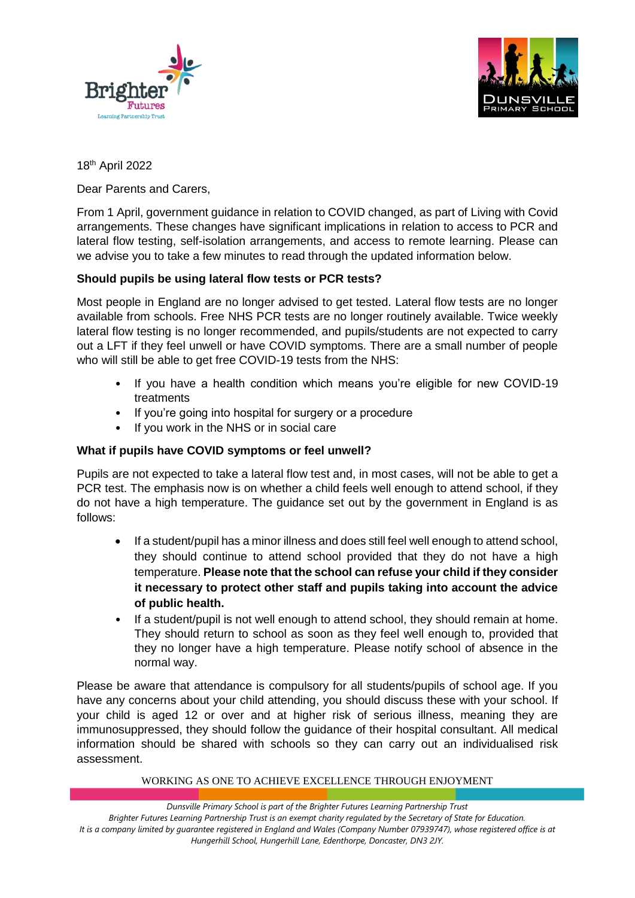18th April 2022

Dear Parents and Carers,

From 1 April, government guidance in relation to COVID changed, as part of Living with Covid arrangements. These changes have significant implications in relation to access to PCR and lateral flow testing, self-isolation arrangements, and access to remote learning. Please can we advise you to take a few minutes to read through the updated information below.

**Should pupils be using lateral flow tests or PCR tests?**

Most people in England are no longer advised to get tested. Lateral flow tests are no longer available from schools. Free NHS PCR tests are no longer routinely available. Twice weekly lateral flow testing is no longer recommended, and pupils/students are not expected to carry out a LFT if they feel unwell or have COVID symptoms. There are a small number of people who will still be able to get free COVID-19 tests from the NHS:

- If you have a health condition which means you're eligible for new COVID-19 treatments
- If you're going into hospital for surgery or a procedure
- If you work in the NHS or in social care

**What if pupils have COVID symptoms or feel unwell?**

Pupils are not expected to take a lateral flow test and, in most cases, will not be able to get a PCR test. The emphasis now is on whether a child feels well enough to attend school, if they do not have a high temperature. The guidance set out by the government in England is as follows:

- If a student/pupil has a minor illness and does still feel well enough to attend school, they should continue to attend school provided that they do not have a high temperature. **Please note that the school can refuse your child if they consider it necessary to protect other staff and pupils taking into account the advice of public health.**
- If a student/pupil is not well enough to attend school, they should remain at home. They should return to school as soon as they feel well enough to, provided that they no longer have a high temperature. Please notify school of absence in the normal way.

Please be aware that attendance is compulsory for all students/pupils of school age. If you have any concerns about your child attending, you should discuss these with your school. If your child is aged 12 or over and at higher risk of serious illness, meaning they are immunosuppressed, they should follow the guidance of their hospital consultant. All medical information should be shared with schools so they can carry out an individualised risk assessment.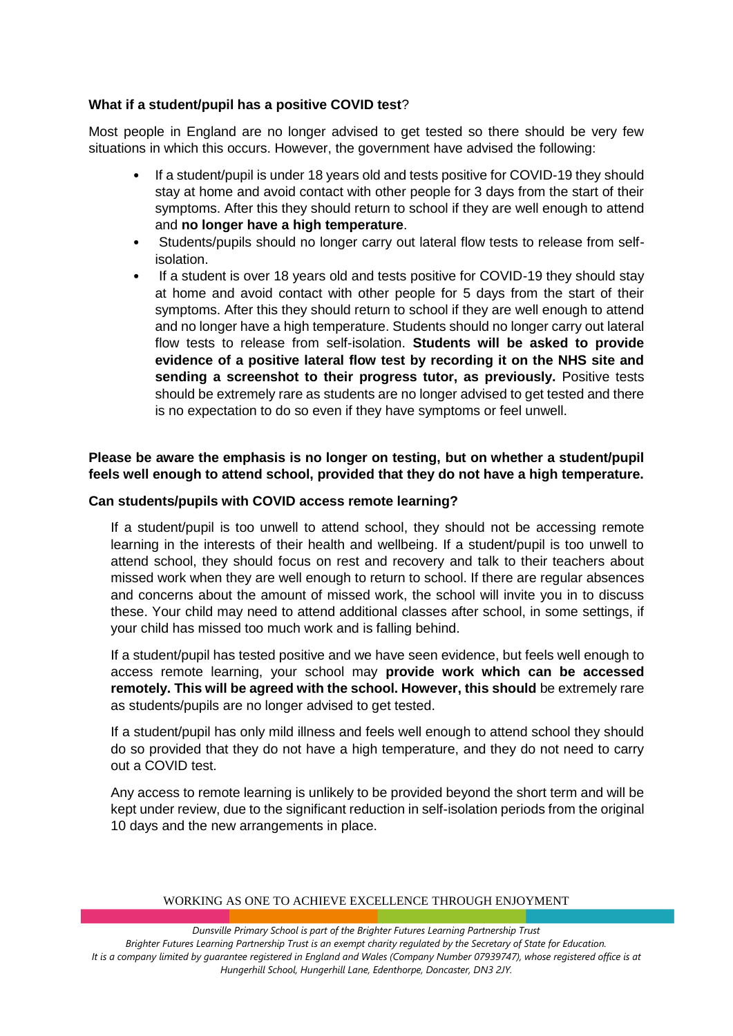**What if a student/pupil has a positive COVID test**?

Most people in England are no longer advised to get tested so there should be very few situations in which this occurs. However, the government have advised the following:

- If a student/pupil is under 18 years old and tests positive for COVID-19 they should stay at home and avoid contact with other people for 3 days from the start of their symptoms. After this they should return to school if they are well enough to attend and **no longer have a high temperature**.
- Students/pupils should no longer carry out lateral flow tests to release from self-isolation.
- If a student is over 18 years old and tests positive for COVID-19 they should stay at home and avoid contact with other people for 5 days from the start of their symptoms. After this they should return to school if they are well enough to attend and no longer have a high temperature. Students should no longer carry out lateral flow tests to release from self-isolation. **Students will be asked to provide evidence of a positive lateral flow test by recording it on the NHS site and sending a screenshot to their progress tutor, as previously.** Positive tests should be extremely rare as students are no longer advised to get tested and there is no expectation to do so even if they have symptoms or feel unwell.

**Please be aware the emphasis is no longer on testing, but on whether a student/pupil feels well enough to attend school, provided that they do not have a high temperature.**

**Can students/pupils with COVID access remote learning?**

If a student/pupil is too unwell to attend school, they should not be accessing remote learning in the interests of their health and wellbeing. If a student/pupil is too unwell to attend school, they should focus on rest and recovery and talk to their teachers about missed work when they are well enough to return to school. If there are regular absences and concerns about the amount of missed work, the school will invite you in to discuss these. Your child may need to attend additional classes after school, in some settings, if your child has missed too much work and is falling behind.

If a student/pupil has tested positive and we have seen evidence, but feels well enough to access remote learning, your school may **provide work which can be accessed remotely. This will be agreed with the school. However, this should** be extremely rare as students/pupils are no longer advised to get tested.

If a student/pupil has only mild illness and feels well enough to attend school they should do so provided that they do not have a high temperature, and they do not need to carry out a COVID test.

Any access to remote learning is unlikely to be provided beyond the short term and will be kept under review, due to the significant reduction in self-isolation periods from the original 10 days and the new arrangements in place.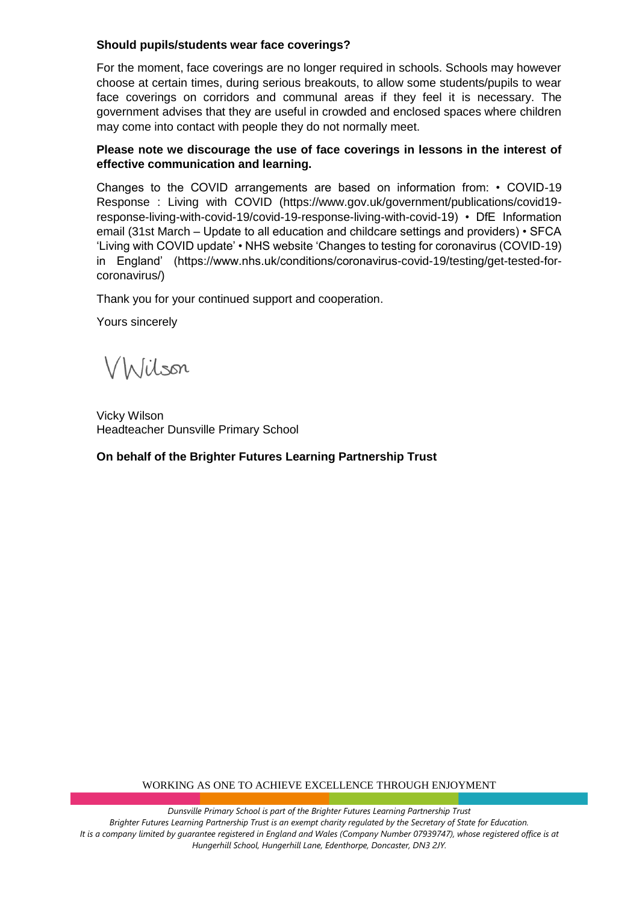**Should pupils/students wear face coverings?**

For the moment, face coverings are no longer required in schools. Schools may however choose at certain times, during serious breakouts, to allow some students/pupils to wear face coverings on corridors and communal areas if they feel it is necessary. The government advises that they are useful in crowded and enclosed spaces where children may come into contact with people they do not normally meet.

**Please note we discourage the use of face coverings in lessons in the interest of effective communication and learning.**

Changes to the COVID arrangements are based on information from: • COVID-19 Response : Living with COVID (https://www.gov.uk/government/publications/covid19-response-living-with-covid-19/covid-19-response-living-with-covid-19) • DfE Information email (31st March – Update to all education and childcare settings and providers) • SFCA 'Living with COVID update' • NHS website 'Changes to testing for coronavirus (COVID-19) in England' (https://www.nhs.uk/conditions/coronavirus-covid-19/testing/get-tested-for-coronavirus/)

Thank you for your continued support and cooperation.

Yours sincerely

V Wilson

Vicky Wilson
Headteacher Dunsville Primary School

**On behalf of the Brighter Futures Learning Partnership Trust**

WORKING AS ONE TO ACHIEVE EXCELLENCE THROUGH ENJOYMENT

*Dunsville Primary School is part of the Brighter Futures Learning Partnership Trust*
*Brighter Futures Learning Partnership Trust is an exempt charity regulated by the Secretary of State for Education.*
*It is a company limited by guarantee registered in England and Wales (Company Number 07939747), whose registered office is at Hungerhill School, Hungerhill Lane, Edenthorpe, Doncaster, DN3 2JY.*